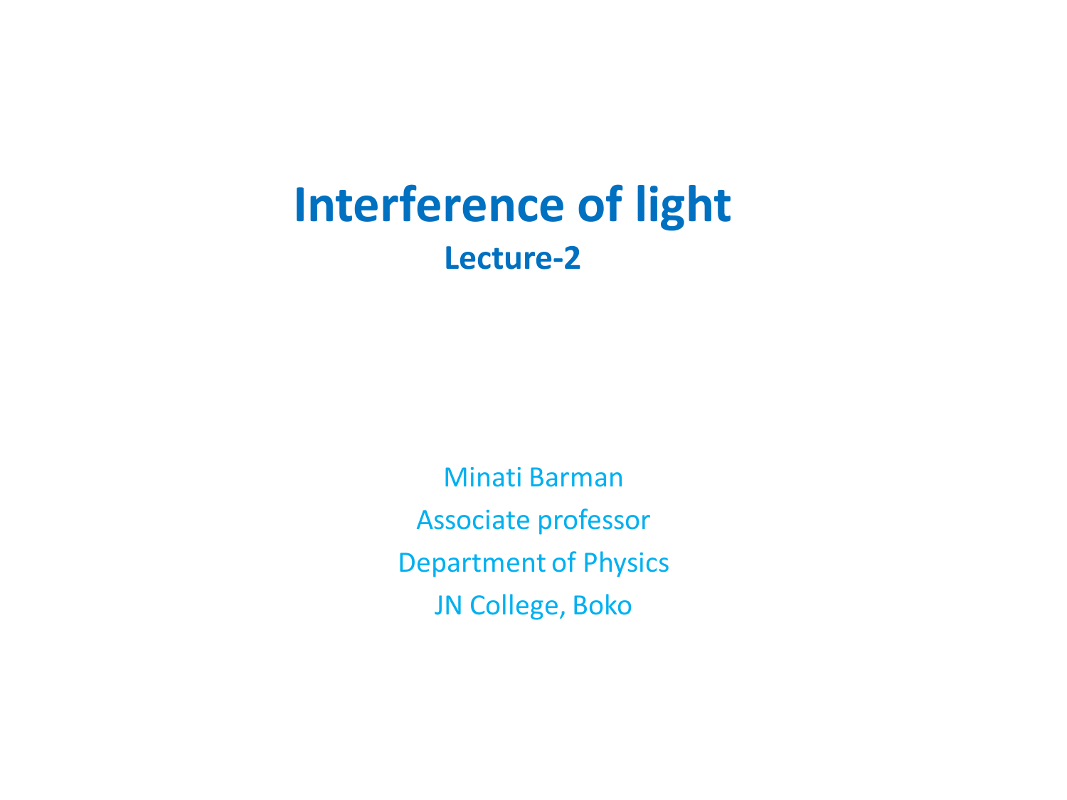# Interference of light

## Lecture-2

Minati Barman

Associate professor

Department of Physics

JN College, Boko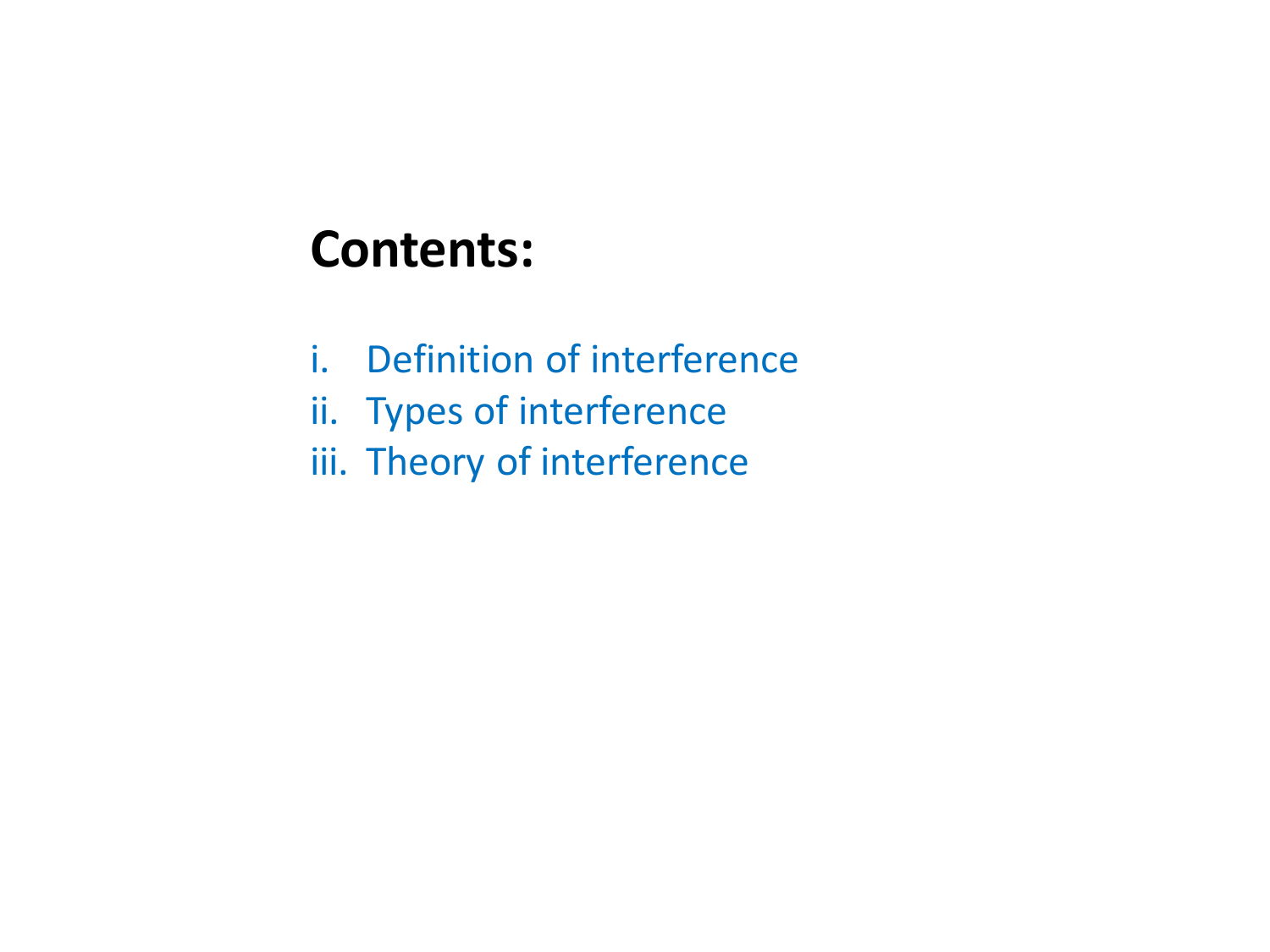## Contents:

i. Definition of interference
ii. Types of interference
iii. Theory of interference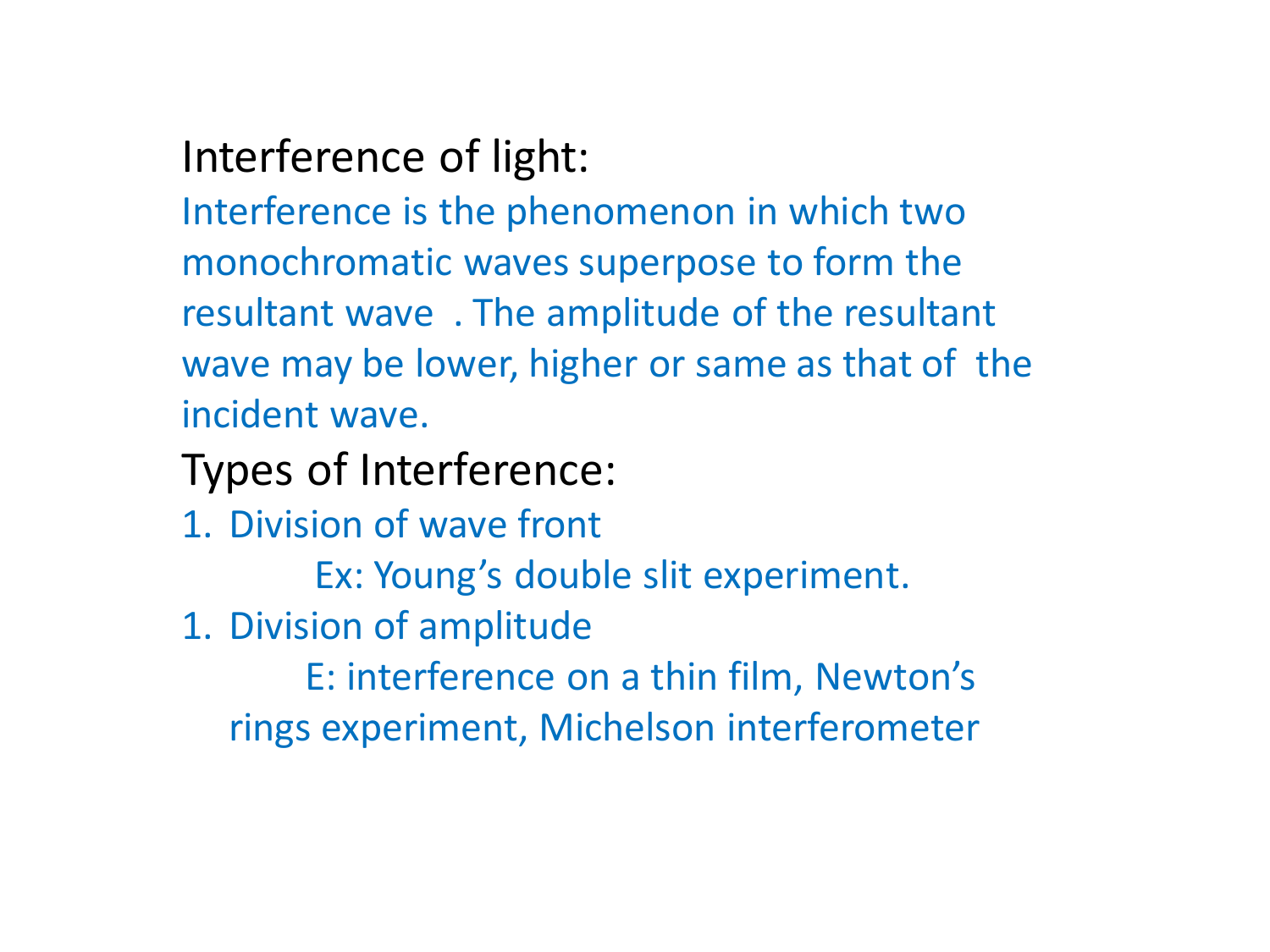## Interference of light:

Interference is the phenomenon in which two monochromatic waves superpose to form the resultant wave . The amplitude of the resultant wave may be lower, higher or same as that of the incident wave.

## Types of Interference:

1. Division of wave front

    Ex: Young's double slit experiment.

1. Division of amplitude

    E: interference on a thin film, Newton's rings experiment, Michelson interferometer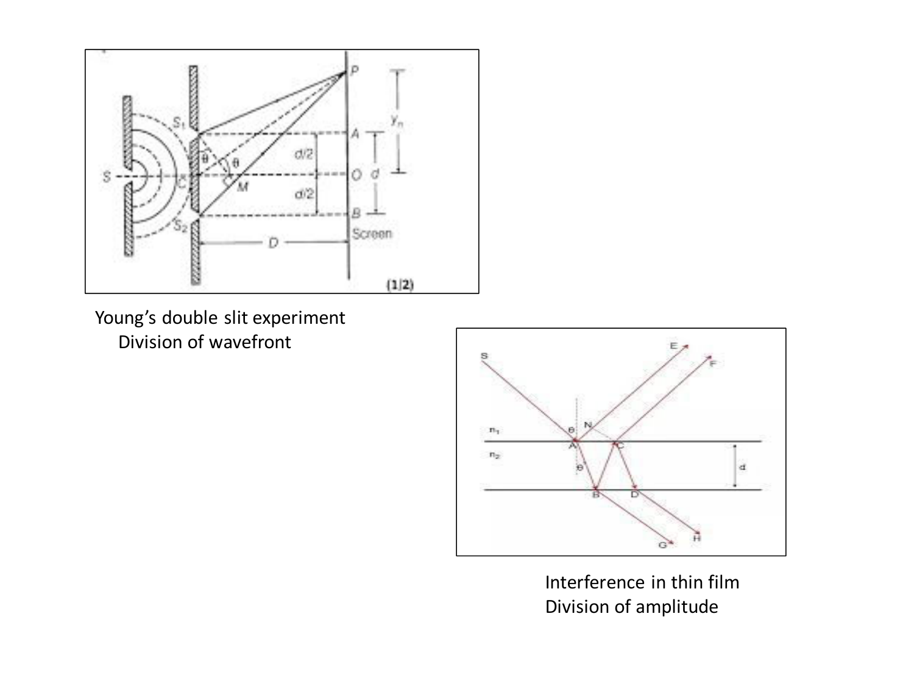Young's double slit experiment
Division of wavefront

Interference in thin film
Division of amplitude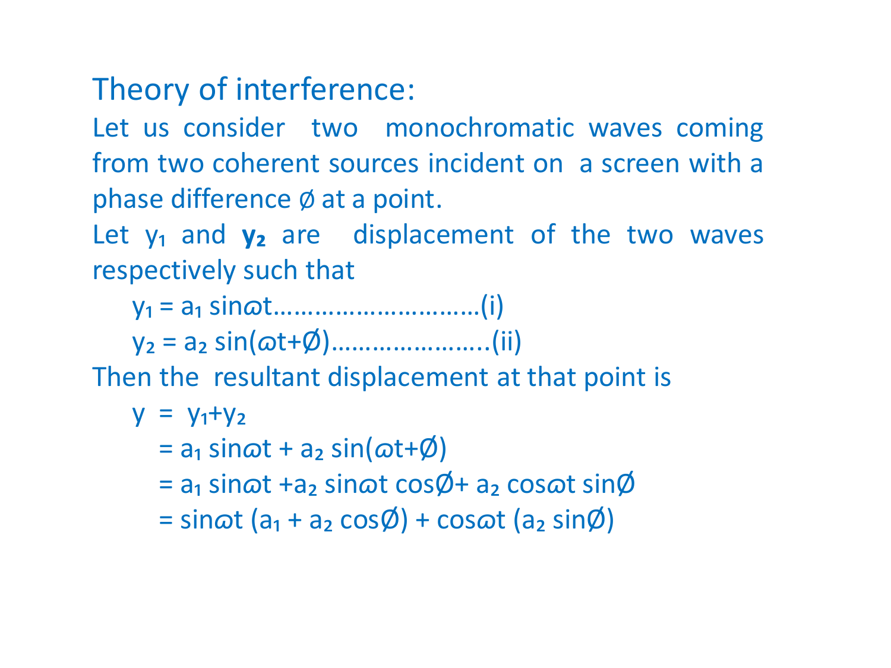## Theory of interference:

Let us consider two monochromatic waves coming from two coherent sources incident on a screen with a phase difference $\phi$ at a point.

Let $y_1$ and $\mathbf{y_2}$ are displacement of the two waves respectively such that

$$y_1 = a_1 \sin\omega t \text{.............................(i)}$$

$$y_2 = a_2 \sin(\omega t+\phi) \text{.......................(ii)}$$

Then the resultant displacement at that point is

$$
\begin{aligned}
y &= y_1+y_2 \\
&= a_1 \sin\omega t + a_2 \sin(\omega t+\phi) \\
&= a_1 \sin\omega t + a_2 \sin\omega t \cos\phi + a_2 \cos\omega t \sin\phi \\
&= \sin\omega t\,(a_1 + a_2 \cos\phi) + \cos\omega t\,(a_2 \sin\phi)
\end{aligned}
$$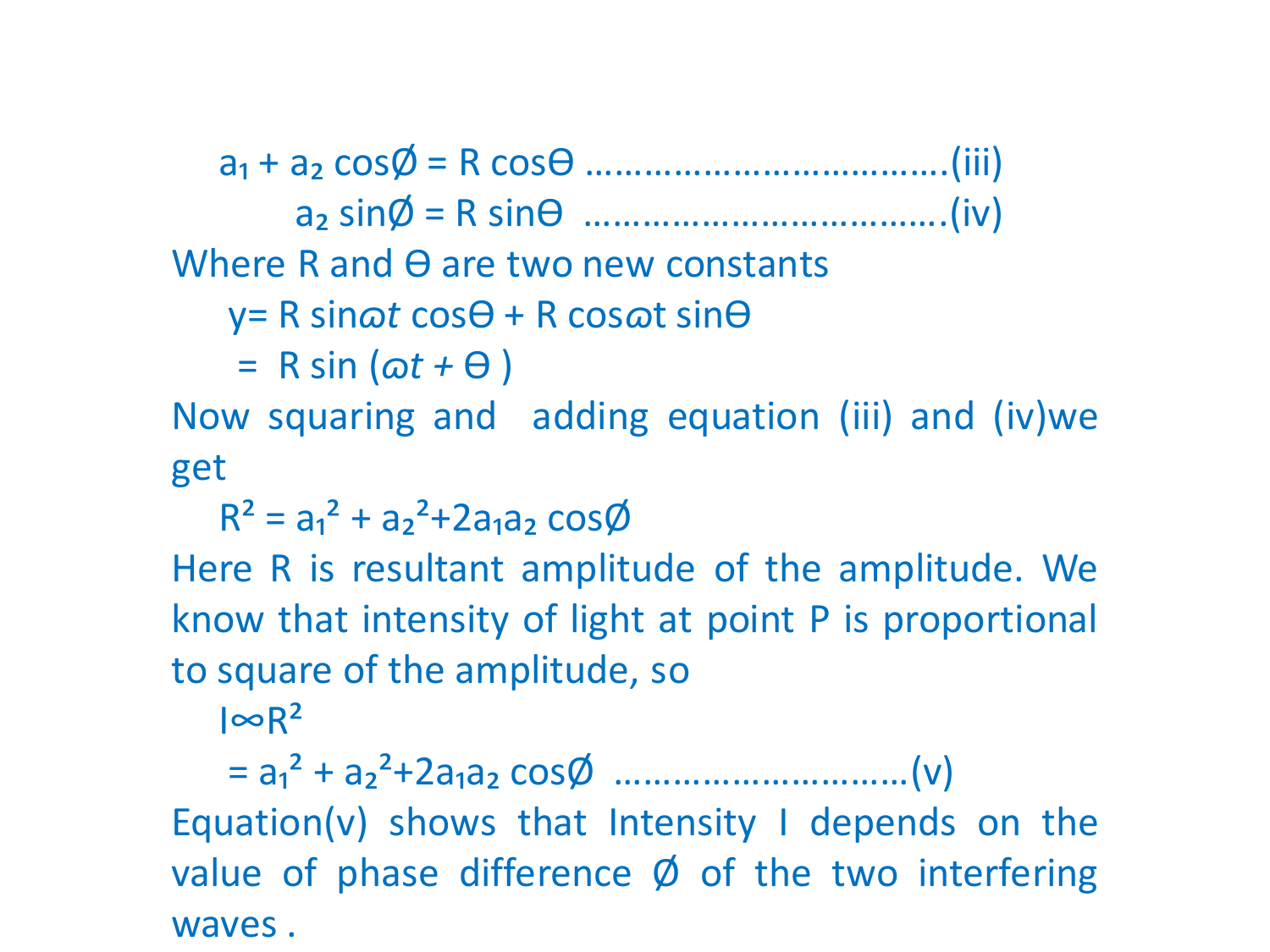$$a_1 + a_2 \cos\emptyset = R \cos\Theta \quad \text{.................................(iii)}$$

$$a_2 \sin\emptyset = R \sin\Theta \quad \text{.................................(iv)}$$

Where R and Θ are two new constants

$$y = R \sin\omega t \cos\Theta + R \cos\omega t \sin\Theta$$

$$= R \sin(\omega t + \Theta)$$

Now squaring and adding equation (iii) and (iv)we get

$$R^2 = a_1^2 + a_2^2 + 2a_1a_2 \cos\emptyset$$

Here R is resultant amplitude of the amplitude. We know that intensity of light at point P is proportional to square of the amplitude, so

$$I \propto R^2$$

$$= a_1^2 + a_2^2 + 2a_1a_2 \cos\emptyset \quad \text{..........................(v)}$$

Equation(v) shows that Intensity I depends on the value of phase difference Ø of the two interfering waves .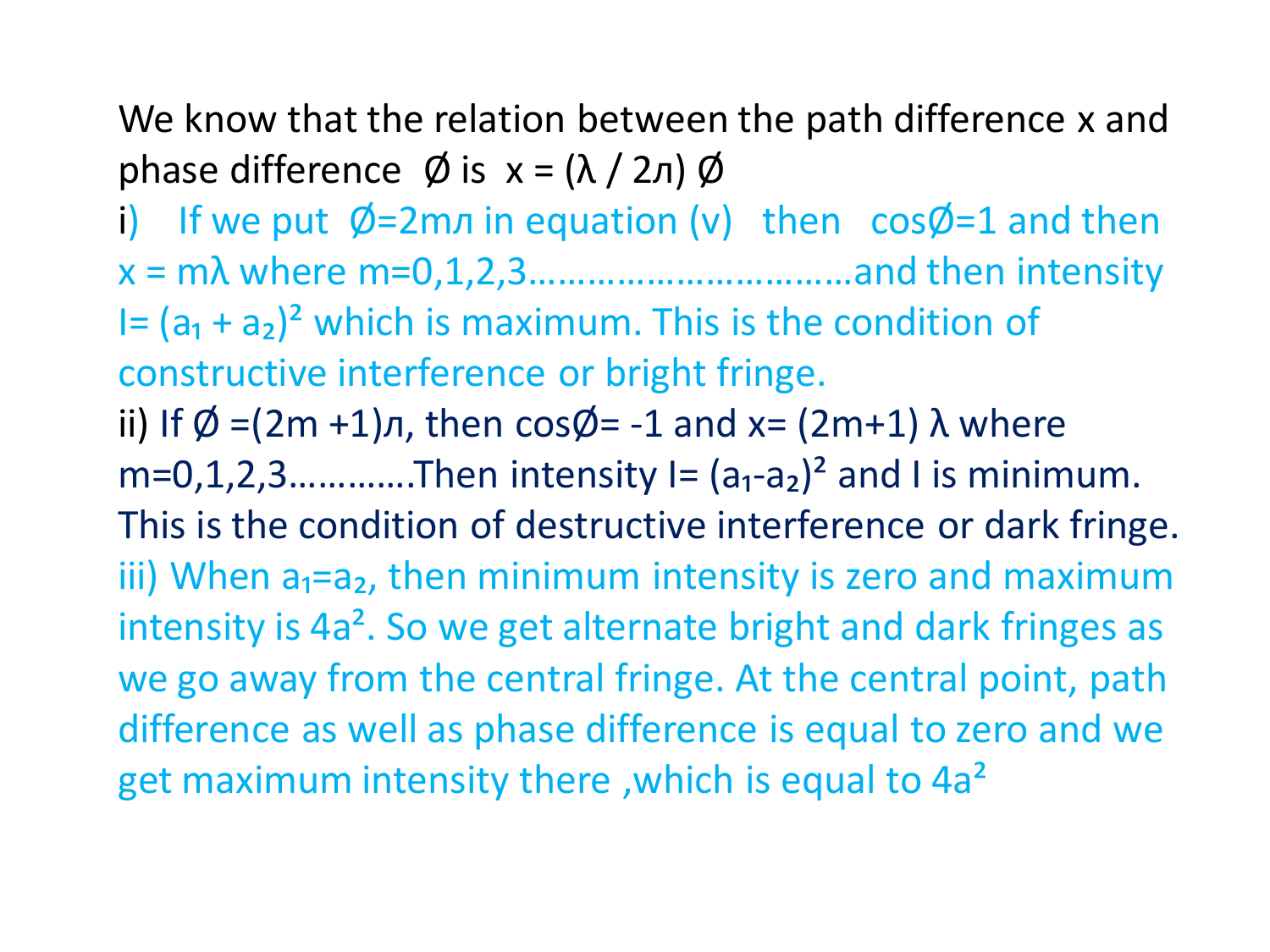We know that the relation between the path difference x and phase difference $\varnothing$ is $x = (\lambda / 2\pi) \varnothing$

i) If we put $\varnothing = 2m\pi$ in equation (v) then $\cos\varnothing = 1$ and then $x = m\lambda$ where m=0,1,2,3……………………………and then intensity $I = (a_1 + a_2)^2$ which is maximum. This is the condition of constructive interference or bright fringe.

ii) If $\varnothing = (2m + 1)\pi$, then $\cos\varnothing = -1$ and $x = (2m+1)\lambda$ where m=0,1,2,3…………Then intensity $I = (a_1 - a_2)^2$ and I is minimum. This is the condition of destructive interference or dark fringe.

iii) When $a_1 = a_2$, then minimum intensity is zero and maximum intensity is $4a^2$. So we get alternate bright and dark fringes as we go away from the central fringe. At the central point, path difference as well as phase difference is equal to zero and we get maximum intensity there ,which is equal to $4a^2$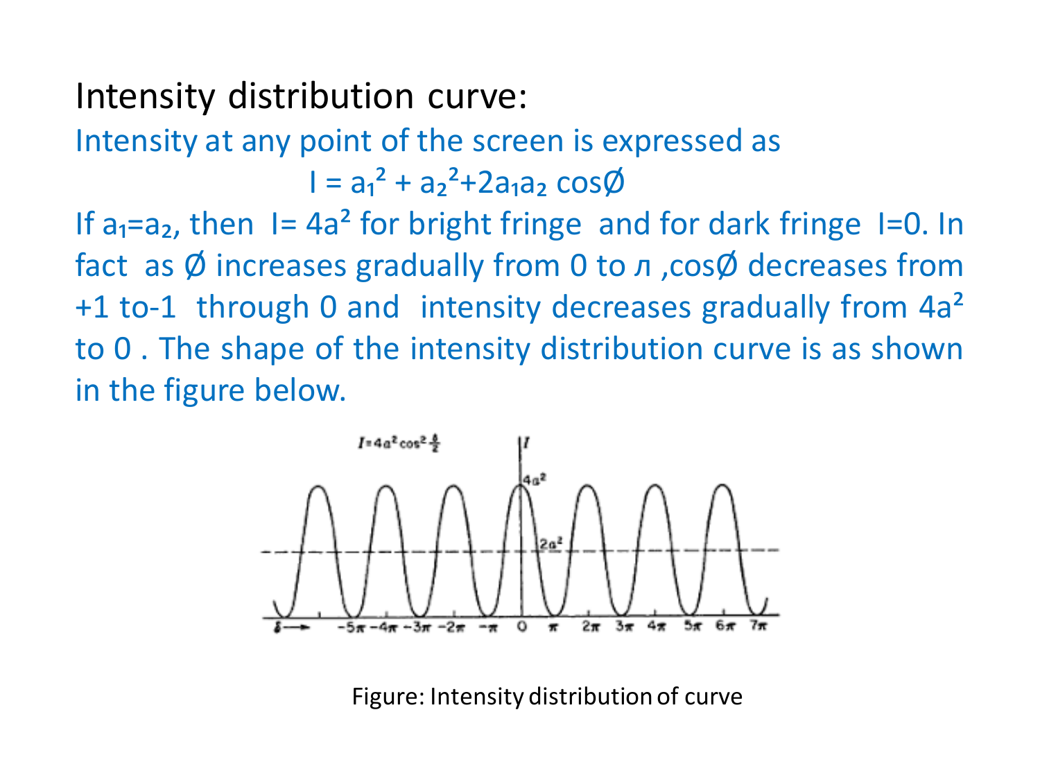# Intensity distribution curve:

Intensity at any point of the screen is expressed as

$$I = a_1^2 + a_2^2 + 2a_1a_2 \cos\phi$$

If $a_1 = a_2$, then $I = 4a^2$ for bright fringe and for dark fringe $I = 0$. In fact as $\phi$ increases gradually from 0 to $\pi$, $\cos\phi$ decreases from +1 to -1 through 0 and intensity decreases gradually from $4a^2$ to 0. The shape of the intensity distribution curve is as shown in the figure below.

Figure: Intensity distribution of curve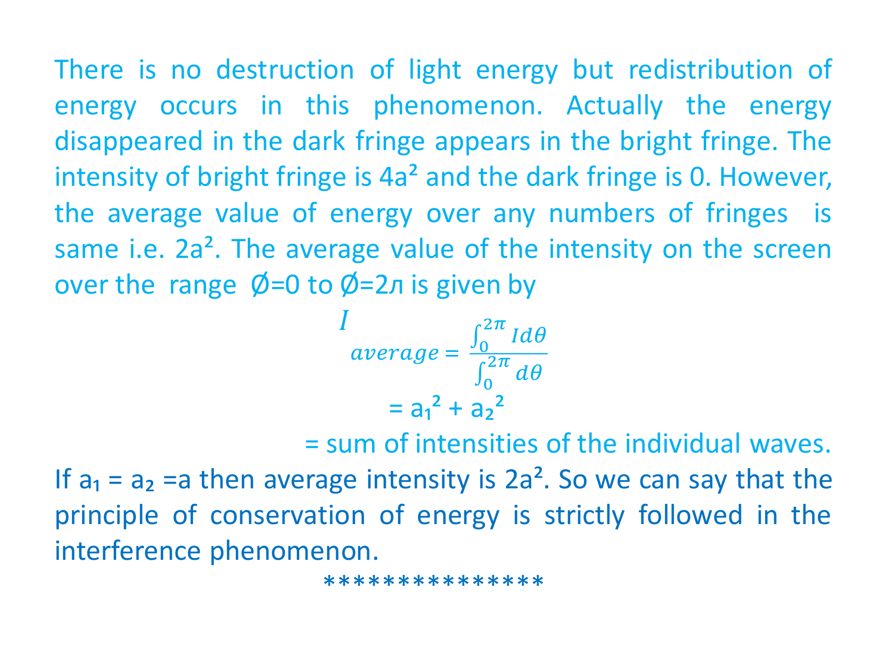There is no destruction of light energy but redistribution of energy occurs in this phenomenon. Actually the energy disappeared in the dark fringe appears in the bright fringe. The intensity of bright fringe is $4a^2$ and the dark fringe is 0. However, the average value of energy over any numbers of fringes is same i.e. $2a^2$. The average value of the intensity on the screen over the range Ø=0 to Ø=2л is given by

$$I_{average} = \frac{\int_0^{2\pi} I d\theta}{\int_0^{2\pi} d\theta}$$

$$= a_1^2 + a_2^2$$

= sum of intensities of the individual waves.

If $a_1 = a_2 = a$ then average intensity is $2a^2$. So we can say that the principle of conservation of energy is strictly followed in the interference phenomenon.

***************